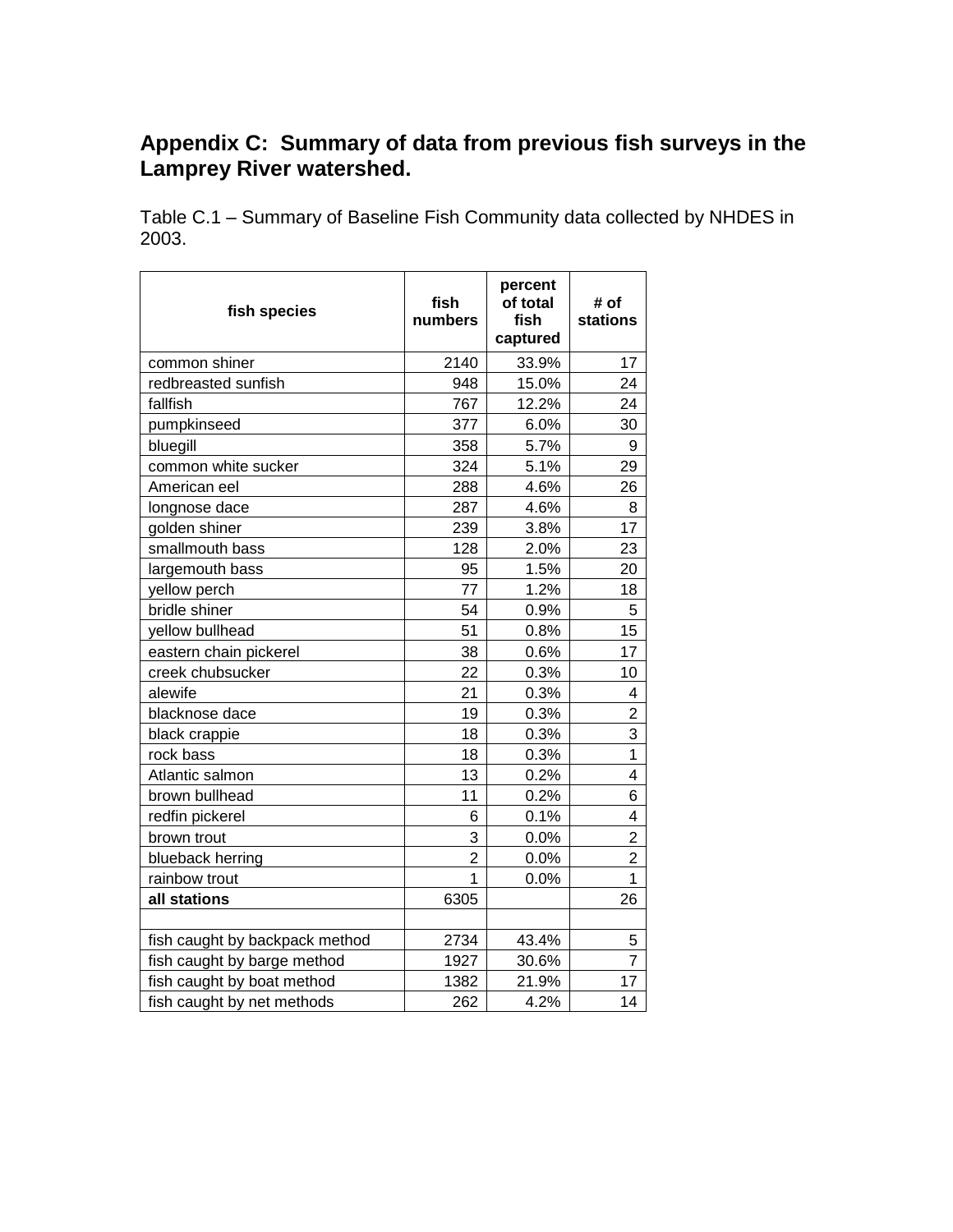# Appendix C: Summary of data from previous fish surveys in the Lamprey River watershed.

Table C.1 – Summary of Baseline Fish Community data collected by NHDES in 2003.

| fish species | fish numbers | percent of total fish captured | # of stations |
|---|---|---|---|
| common shiner | 2140 | 33.9% | 17 |
| redbreasted sunfish | 948 | 15.0% | 24 |
| fallfish | 767 | 12.2% | 24 |
| pumpkinseed | 377 | 6.0% | 30 |
| bluegill | 358 | 5.7% | 9 |
| common white sucker | 324 | 5.1% | 29 |
| American eel | 288 | 4.6% | 26 |
| longnose dace | 287 | 4.6% | 8 |
| golden shiner | 239 | 3.8% | 17 |
| smallmouth bass | 128 | 2.0% | 23 |
| largemouth bass | 95 | 1.5% | 20 |
| yellow perch | 77 | 1.2% | 18 |
| bridle shiner | 54 | 0.9% | 5 |
| yellow bullhead | 51 | 0.8% | 15 |
| eastern chain pickerel | 38 | 0.6% | 17 |
| creek chubsucker | 22 | 0.3% | 10 |
| alewife | 21 | 0.3% | 4 |
| blacknose dace | 19 | 0.3% | 2 |
| black crappie | 18 | 0.3% | 3 |
| rock bass | 18 | 0.3% | 1 |
| Atlantic salmon | 13 | 0.2% | 4 |
| brown bullhead | 11 | 0.2% | 6 |
| redfin pickerel | 6 | 0.1% | 4 |
| brown trout | 3 | 0.0% | 2 |
| blueback herring | 2 | 0.0% | 2 |
| rainbow trout | 1 | 0.0% | 1 |
| **all stations** | 6305 | | 26 |
| | | | |
| fish caught by backpack method | 2734 | 43.4% | 5 |
| fish caught by barge method | 1927 | 30.6% | 7 |
| fish caught by boat method | 1382 | 21.9% | 17 |
| fish caught by net methods | 262 | 4.2% | 14 |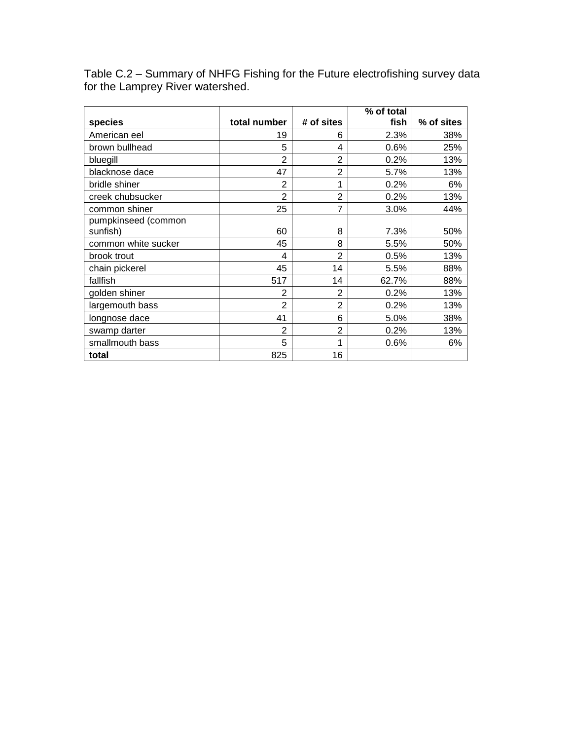Table C.2 – Summary of NHFG Fishing for the Future electrofishing survey data for the Lamprey River watershed.

| species | total number | # of sites | % of total fish | % of sites |
|---|---|---|---|---|
| American eel | 19 | 6 | 2.3% | 38% |
| brown bullhead | 5 | 4 | 0.6% | 25% |
| bluegill | 2 | 2 | 0.2% | 13% |
| blacknose dace | 47 | 2 | 5.7% | 13% |
| bridle shiner | 2 | 1 | 0.2% | 6% |
| creek chubsucker | 2 | 2 | 0.2% | 13% |
| common shiner | 25 | 7 | 3.0% | 44% |
| pumpkinseed (common sunfish) | 60 | 8 | 7.3% | 50% |
| common white sucker | 45 | 8 | 5.5% | 50% |
| brook trout | 4 | 2 | 0.5% | 13% |
| chain pickerel | 45 | 14 | 5.5% | 88% |
| fallfish | 517 | 14 | 62.7% | 88% |
| golden shiner | 2 | 2 | 0.2% | 13% |
| largemouth bass | 2 | 2 | 0.2% | 13% |
| longnose dace | 41 | 6 | 5.0% | 38% |
| swamp darter | 2 | 2 | 0.2% | 13% |
| smallmouth bass | 5 | 1 | 0.6% | 6% |
| **total** | 825 | 16 | | |